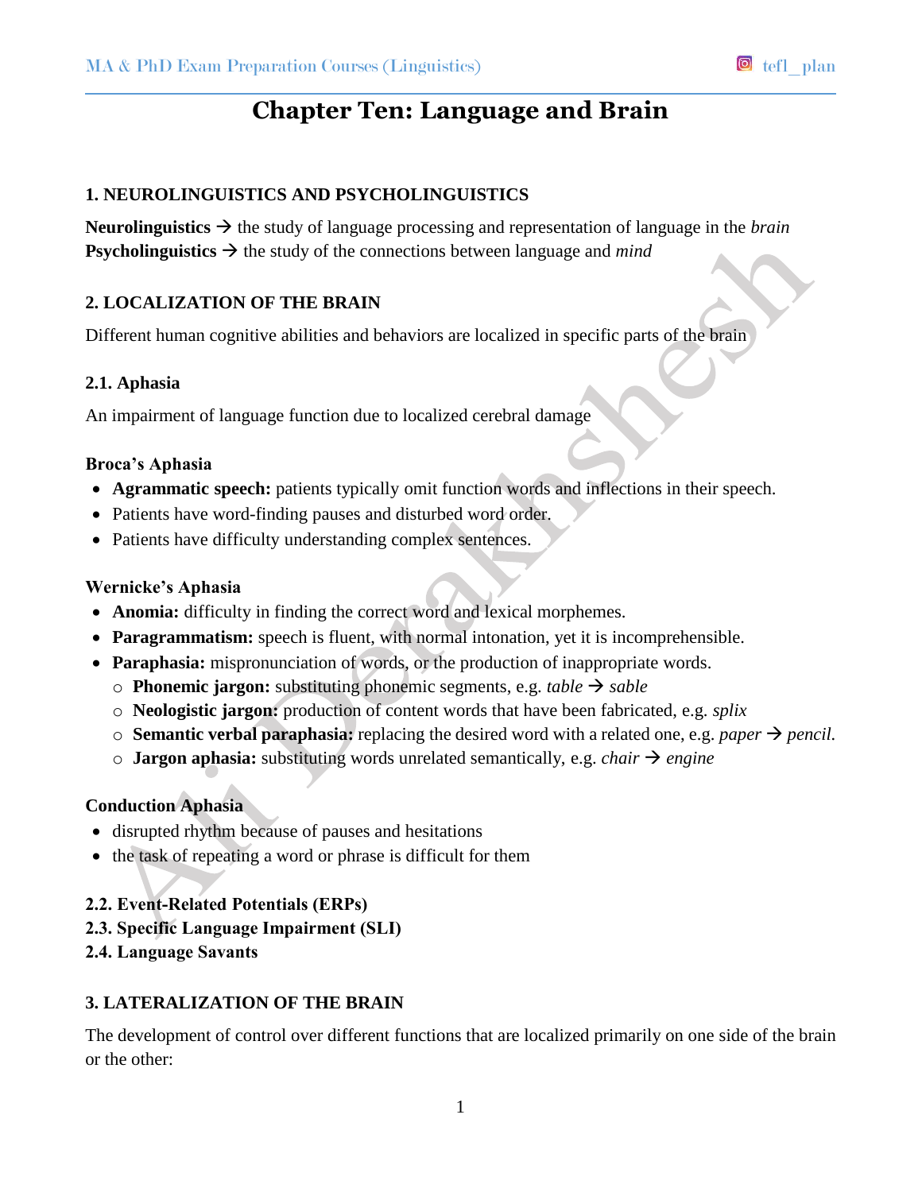# Chapter Ten: Language and Brain

## 1. NEUROLINGUISTICS AND PSYCHOLINGUISTICS

**Neurolinguistics** → the study of language processing and representation of language in the *brain*
**Psycholinguistics** → the study of the connections between language and *mind*

## 2. LOCALIZATION OF THE BRAIN

Different human cognitive abilities and behaviors are localized in specific parts of the brain

### 2.1. Aphasia

An impairment of language function due to localized cerebral damage

**Broca's Aphasia**

- **Agrammatic speech:** patients typically omit function words and inflections in their speech.
- Patients have word-finding pauses and disturbed word order.
- Patients have difficulty understanding complex sentences.

**Wernicke's Aphasia**

- **Anomia:** difficulty in finding the correct word and lexical morphemes.
- **Paragrammatism:** speech is fluent, with normal intonation, yet it is incomprehensible.
- **Paraphasia:** mispronunciation of words, or the production of inappropriate words.
  - **Phonemic jargon:** substituting phonemic segments, e.g. *table* → *sable*
  - **Neologistic jargon:** production of content words that have been fabricated, e.g. *splix*
  - **Semantic verbal paraphasia:** replacing the desired word with a related one, e.g. *paper* → *pencil.*
  - **Jargon aphasia:** substituting words unrelated semantically, e.g. *chair* → *engine*

**Conduction Aphasia**

- disrupted rhythm because of pauses and hesitations
- the task of repeating a word or phrase is difficult for them

### 2.2. Event-Related Potentials (ERPs)

### 2.3. Specific Language Impairment (SLI)

### 2.4. Language Savants

## 3. LATERALIZATION OF THE BRAIN

The development of control over different functions that are localized primarily on one side of the brain or the other: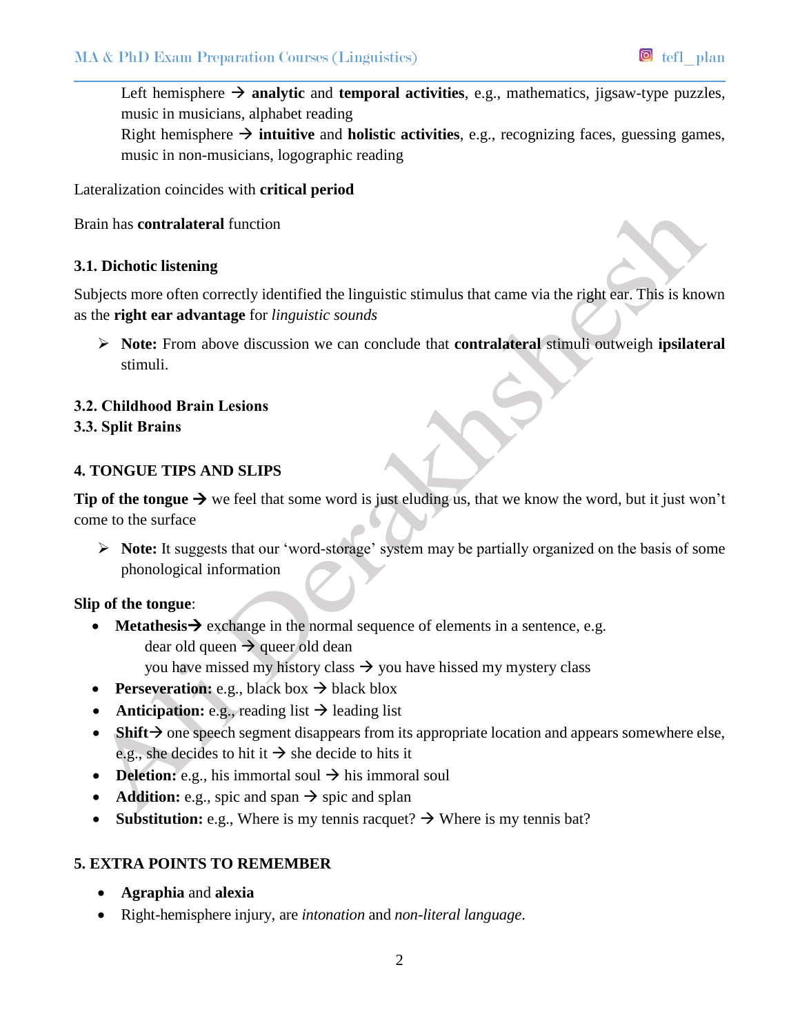Left hemisphere → **analytic** and **temporal activities**, e.g., mathematics, jigsaw-type puzzles, music in musicians, alphabet reading

Right hemisphere → **intuitive** and **holistic activities**, e.g., recognizing faces, guessing games, music in non-musicians, logographic reading

Lateralization coincides with **critical period**

Brain has **contralateral** function

### 3.1. Dichotic listening

Subjects more often correctly identified the linguistic stimulus that came via the right ear. This is known as the **right ear advantage** for *linguistic sounds*

- **Note:** From above discussion we can conclude that **contralateral** stimuli outweigh **ipsilateral** stimuli.

### 3.2. Childhood Brain Lesions

### 3.3. Split Brains

## 4. TONGUE TIPS AND SLIPS

**Tip of the tongue** → we feel that some word is just eluding us, that we know the word, but it just won't come to the surface

- **Note:** It suggests that our 'word-storage' system may be partially organized on the basis of some phonological information

**Slip of the tongue**:

- **Metathesis**→ exchange in the normal sequence of elements in a sentence, e.g.
  - dear old queen → queer old dean
  - you have missed my history class → you have hissed my mystery class
- **Perseveration:** e.g., black box → black blox
- **Anticipation:** e.g., reading list → leading list
- **Shift**→ one speech segment disappears from its appropriate location and appears somewhere else, e.g., she decides to hit it → she decide to hits it
- **Deletion:** e.g., his immortal soul → his immoral soul
- **Addition:** e.g., spic and span → spic and splan
- **Substitution:** e.g., Where is my tennis racquet? → Where is my tennis bat?

## 5. EXTRA POINTS TO REMEMBER

- **Agraphia** and **alexia**
- Right-hemisphere injury, are *intonation* and *non-literal language*.